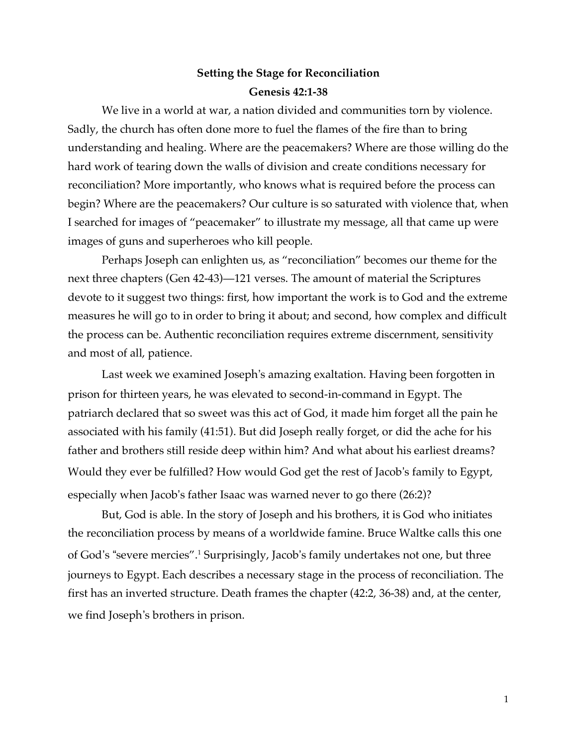**Setting the Stage for Reconciliation**

**Genesis 42:1-38**

We live in a world at war, a nation divided and communities torn by violence. Sadly, the church has often done more to fuel the flames of the fire than to bring understanding and healing. Where are the peacemakers? Where are those willing do the hard work of tearing down the walls of division and create conditions necessary for reconciliation? More importantly, who knows what is required before the process can begin? Where are the peacemakers? Our culture is so saturated with violence that, when I searched for images of "peacemaker" to illustrate my message, all that came up were images of guns and superheroes who kill people.

Perhaps Joseph can enlighten us, as "reconciliation" becomes our theme for the next three chapters (Gen 42-43)—121 verses. The amount of material the Scriptures devote to it suggest two things: first, how important the work is to God and the extreme measures he will go to in order to bring it about; and second, how complex and difficult the process can be. Authentic reconciliation requires extreme discernment, sensitivity and most of all, patience.

Last week we examined Joseph's amazing exaltation. Having been forgotten in prison for thirteen years, he was elevated to second-in-command in Egypt. The patriarch declared that so sweet was this act of God, it made him forget all the pain he associated with his family (41:51). But did Joseph really forget, or did the ache for his father and brothers still reside deep within him? And what about his earliest dreams? Would they ever be fulfilled? How would God get the rest of Jacob's family to Egypt, especially when Jacob's father Isaac was warned never to go there (26:2)?

But, God is able. In the story of Joseph and his brothers, it is God who initiates the reconciliation process by means of a worldwide famine. Bruce Waltke calls this one of God's "severe mercies".[1] Surprisingly, Jacob's family undertakes not one, but three journeys to Egypt. Each describes a necessary stage in the process of reconciliation. The first has an inverted structure. Death frames the chapter (42:2, 36-38) and, at the center, we find Joseph's brothers in prison.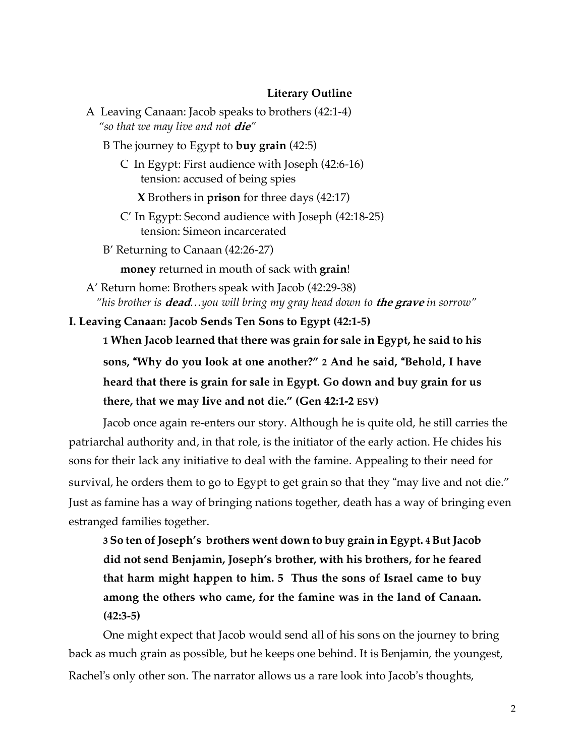**Literary Outline**

A Leaving Canaan: Jacob speaks to brothers (42:1-4)
*"so that we may live and not* ***die****"*

B The journey to Egypt to **buy grain** (42:5)

C In Egypt: First audience with Joseph (42:6-16)
tension: accused of being spies

**X** Brothers in **prison** for three days (42:17)

C' In Egypt: Second audience with Joseph (42:18-25)
tension: Simeon incarcerated

B' Returning to Canaan (42:26-27)

**money** returned in mouth of sack with **grain**!

A' Return home: Brothers speak with Jacob (42:29-38)
*"his brother is* ***dead****…you will bring my gray head down to* ***the grave*** *in sorrow"*

**I. Leaving Canaan: Jacob Sends Ten Sons to Egypt (42:1-5)**

> **1 When Jacob learned that there was grain for sale in Egypt, he said to his sons, "Why do you look at one another?" 2 And he said, "Behold, I have heard that there is grain for sale in Egypt. Go down and buy grain for us there, that we may live and not die." (Gen 42:1-2 ESV)**

Jacob once again re-enters our story. Although he is quite old, he still carries the patriarchal authority and, in that role, is the initiator of the early action. He chides his sons for their lack any initiative to deal with the famine. Appealing to their need for survival, he orders them to go to Egypt to get grain so that they "may live and not die." Just as famine has a way of bringing nations together, death has a way of bringing even estranged families together.

> **3 So ten of Joseph's brothers went down to buy grain in Egypt. 4 But Jacob did not send Benjamin, Joseph's brother, with his brothers, for he feared that harm might happen to him. 5 Thus the sons of Israel came to buy among the others who came, for the famine was in the land of Canaan. (42:3-5)**

One might expect that Jacob would send all of his sons on the journey to bring back as much grain as possible, but he keeps one behind. It is Benjamin, the youngest, Rachel's only other son. The narrator allows us a rare look into Jacob's thoughts,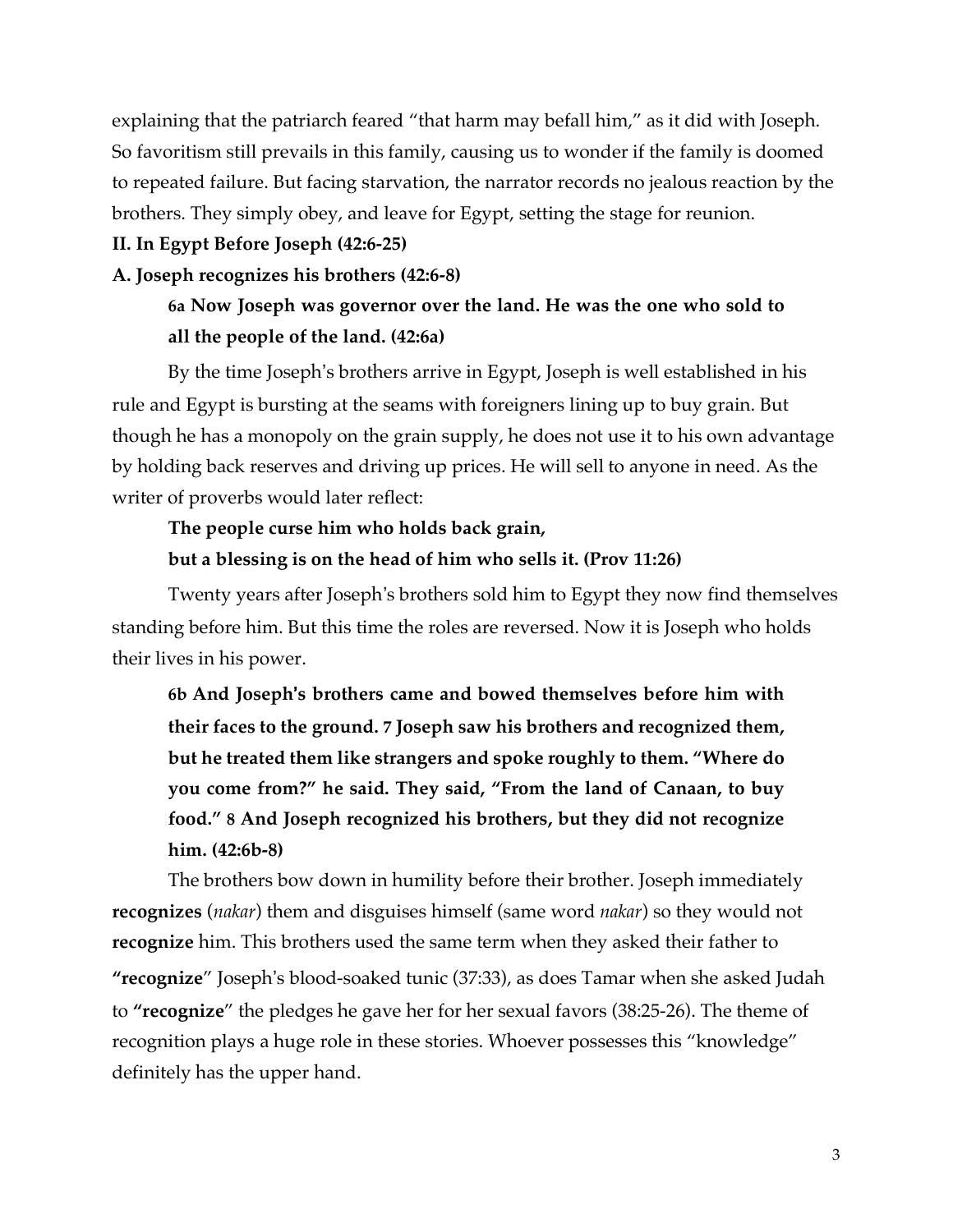explaining that the patriarch feared "that harm may befall him," as it did with Joseph. So favoritism still prevails in this family, causing us to wonder if the family is doomed to repeated failure. But facing starvation, the narrator records no jealous reaction by the brothers. They simply obey, and leave for Egypt, setting the stage for reunion.

**II. In Egypt Before Joseph (42:6-25)**

**A. Joseph recognizes his brothers (42:6-8)**

> **6a Now Joseph was governor over the land. He was the one who sold to all the people of the land. (42:6a)**

By the time Joseph's brothers arrive in Egypt, Joseph is well established in his rule and Egypt is bursting at the seams with foreigners lining up to buy grain. But though he has a monopoly on the grain supply, he does not use it to his own advantage by holding back reserves and driving up prices. He will sell to anyone in need. As the writer of proverbs would later reflect:

> **The people curse him who holds back grain,**
> **but a blessing is on the head of him who sells it. (Prov 11:26)**

Twenty years after Joseph's brothers sold him to Egypt they now find themselves standing before him. But this time the roles are reversed. Now it is Joseph who holds their lives in his power.

> **6b And Joseph's brothers came and bowed themselves before him with their faces to the ground. 7 Joseph saw his brothers and recognized them, but he treated them like strangers and spoke roughly to them. "Where do you come from?" he said. They said, "From the land of Canaan, to buy food." 8 And Joseph recognized his brothers, but they did not recognize him. (42:6b-8)**

The brothers bow down in humility before their brother. Joseph immediately **recognizes** (*nakar*) them and disguises himself (same word *nakar*) so they would not **recognize** him. This brothers used the same term when they asked their father to **"recognize**" Joseph's blood-soaked tunic (37:33), as does Tamar when she asked Judah to **"recognize**" the pledges he gave her for her sexual favors (38:25-26). The theme of recognition plays a huge role in these stories. Whoever possesses this "knowledge" definitely has the upper hand.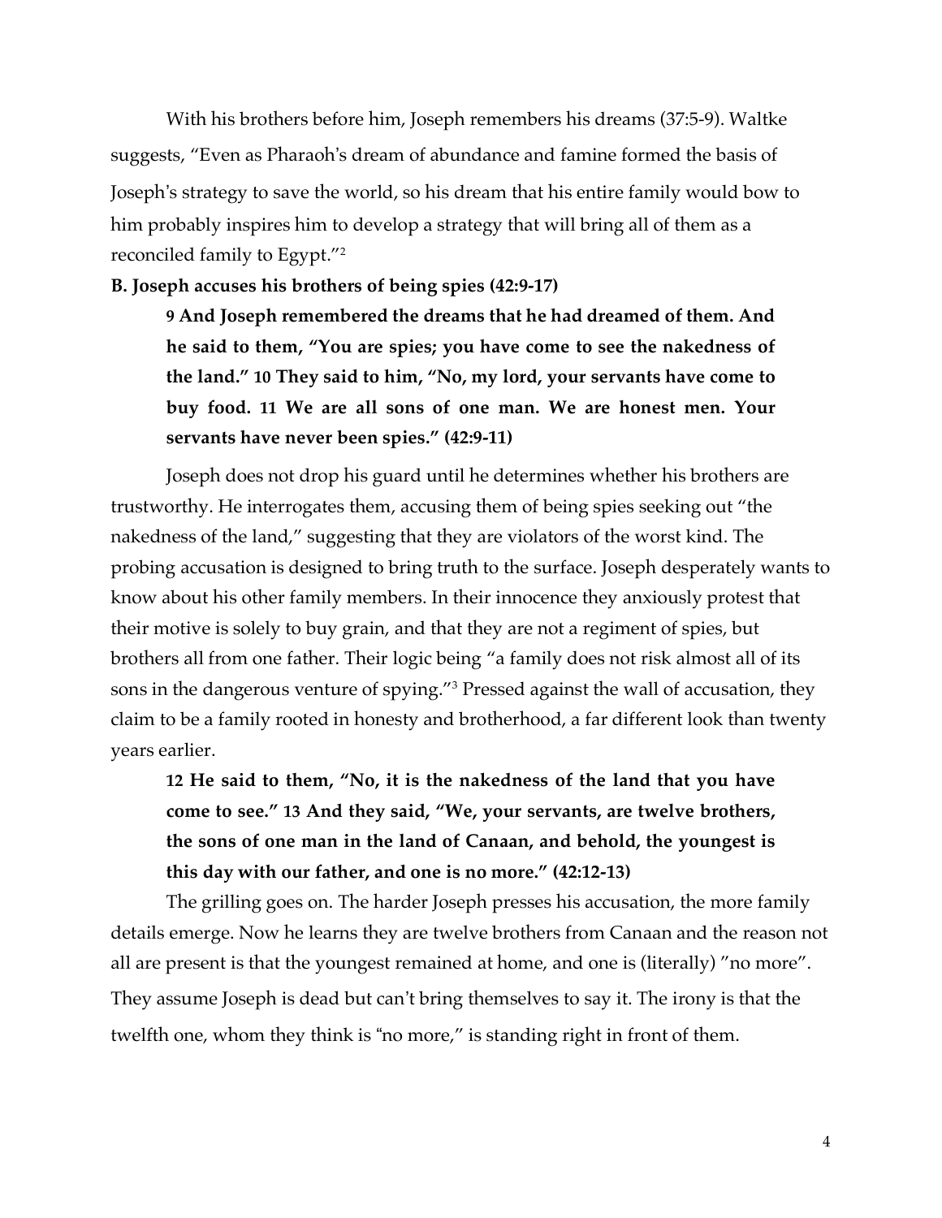With his brothers before him, Joseph remembers his dreams (37:5-9). Waltke suggests, "Even as Pharaoh's dream of abundance and famine formed the basis of Joseph's strategy to save the world, so his dream that his entire family would bow to him probably inspires him to develop a strategy that will bring all of them as a reconciled family to Egypt."[2]

**B. Joseph accuses his brothers of being spies (42:9-17)**

> **9 And Joseph remembered the dreams that he had dreamed of them. And he said to them, "You are spies; you have come to see the nakedness of the land." 10 They said to him, "No, my lord, your servants have come to buy food. 11 We are all sons of one man. We are honest men. Your servants have never been spies." (42:9-11)**

Joseph does not drop his guard until he determines whether his brothers are trustworthy. He interrogates them, accusing them of being spies seeking out "the nakedness of the land," suggesting that they are violators of the worst kind. The probing accusation is designed to bring truth to the surface. Joseph desperately wants to know about his other family members. In their innocence they anxiously protest that their motive is solely to buy grain, and that they are not a regiment of spies, but brothers all from one father. Their logic being "a family does not risk almost all of its sons in the dangerous venture of spying."[3] Pressed against the wall of accusation, they claim to be a family rooted in honesty and brotherhood, a far different look than twenty years earlier.

> **12 He said to them, "No, it is the nakedness of the land that you have come to see." 13 And they said, "We, your servants, are twelve brothers, the sons of one man in the land of Canaan, and behold, the youngest is this day with our father, and one is no more." (42:12-13)**

The grilling goes on. The harder Joseph presses his accusation, the more family details emerge. Now he learns they are twelve brothers from Canaan and the reason not all are present is that the youngest remained at home, and one is (literally) "no more". They assume Joseph is dead but can't bring themselves to say it. The irony is that the twelfth one, whom they think is "no more," is standing right in front of them.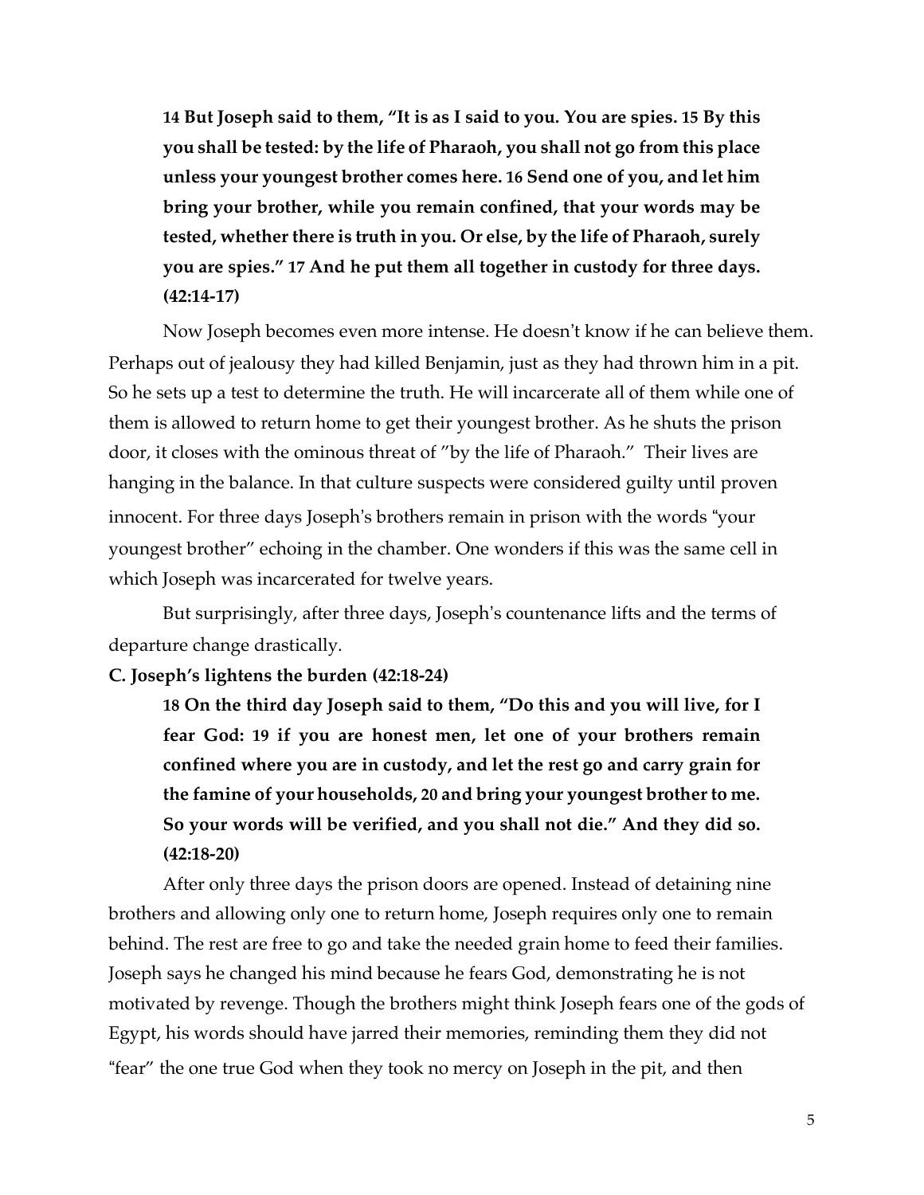**14 But Joseph said to them, "It is as I said to you. You are spies. 15 By this you shall be tested: by the life of Pharaoh, you shall not go from this place unless your youngest brother comes here. 16 Send one of you, and let him bring your brother, while you remain confined, that your words may be tested, whether there is truth in you. Or else, by the life of Pharaoh, surely you are spies." 17 And he put them all together in custody for three days. (42:14-17)**

Now Joseph becomes even more intense. He doesn't know if he can believe them. Perhaps out of jealousy they had killed Benjamin, just as they had thrown him in a pit. So he sets up a test to determine the truth. He will incarcerate all of them while one of them is allowed to return home to get their youngest brother. As he shuts the prison door, it closes with the ominous threat of "by the life of Pharaoh." Their lives are hanging in the balance. In that culture suspects were considered guilty until proven innocent. For three days Joseph's brothers remain in prison with the words "your youngest brother" echoing in the chamber. One wonders if this was the same cell in which Joseph was incarcerated for twelve years.

But surprisingly, after three days, Joseph's countenance lifts and the terms of departure change drastically.

**C. Joseph's lightens the burden (42:18-24)**

**18 On the third day Joseph said to them, "Do this and you will live, for I fear God: 19 if you are honest men, let one of your brothers remain confined where you are in custody, and let the rest go and carry grain for the famine of your households, 20 and bring your youngest brother to me. So your words will be verified, and you shall not die." And they did so. (42:18-20)**

After only three days the prison doors are opened. Instead of detaining nine brothers and allowing only one to return home, Joseph requires only one to remain behind. The rest are free to go and take the needed grain home to feed their families. Joseph says he changed his mind because he fears God, demonstrating he is not motivated by revenge. Though the brothers might think Joseph fears one of the gods of Egypt, his words should have jarred their memories, reminding them they did not "fear" the one true God when they took no mercy on Joseph in the pit, and then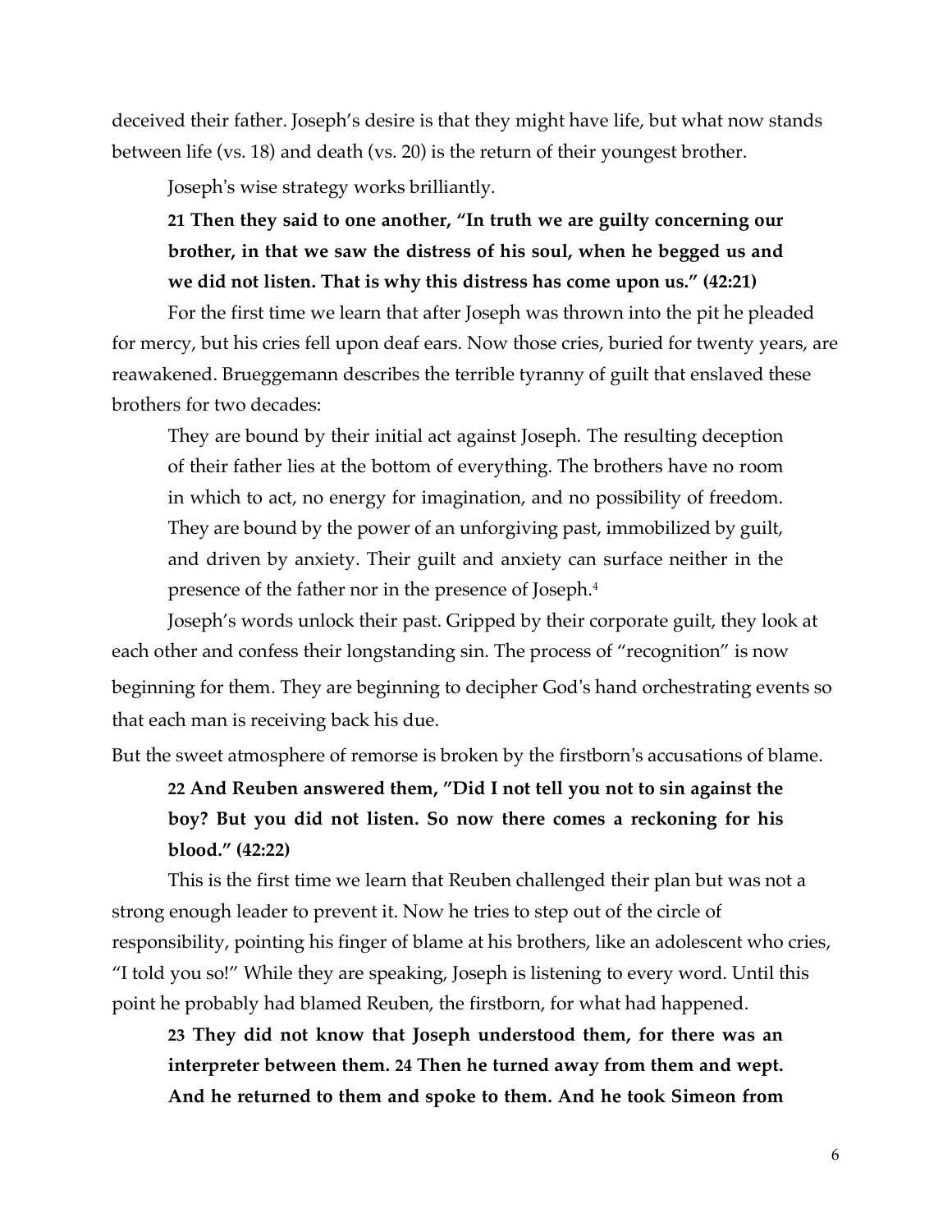deceived their father. Joseph's desire is that they might have life, but what now stands between life (vs. 18) and death (vs. 20) is the return of their youngest brother.

Joseph's wise strategy works brilliantly.

> **21 Then they said to one another, "In truth we are guilty concerning our brother, in that we saw the distress of his soul, when he begged us and we did not listen. That is why this distress has come upon us." (42:21)**

For the first time we learn that after Joseph was thrown into the pit he pleaded for mercy, but his cries fell upon deaf ears. Now those cries, buried for twenty years, are reawakened. Brueggemann describes the terrible tyranny of guilt that enslaved these brothers for two decades:

> They are bound by their initial act against Joseph. The resulting deception of their father lies at the bottom of everything. The brothers have no room in which to act, no energy for imagination, and no possibility of freedom. They are bound by the power of an unforgiving past, immobilized by guilt, and driven by anxiety. Their guilt and anxiety can surface neither in the presence of the father nor in the presence of Joseph.[4]

Joseph's words unlock their past. Gripped by their corporate guilt, they look at each other and confess their longstanding sin. The process of "recognition" is now beginning for them. They are beginning to decipher God's hand orchestrating events so that each man is receiving back his due.

But the sweet atmosphere of remorse is broken by the firstborn's accusations of blame.

> **22 And Reuben answered them, "Did I not tell you not to sin against the boy? But you did not listen. So now there comes a reckoning for his blood." (42:22)**

This is the first time we learn that Reuben challenged their plan but was not a strong enough leader to prevent it. Now he tries to step out of the circle of responsibility, pointing his finger of blame at his brothers, like an adolescent who cries, "I told you so!" While they are speaking, Joseph is listening to every word. Until this point he probably had blamed Reuben, the firstborn, for what had happened.

> **23 They did not know that Joseph understood them, for there was an interpreter between them. 24 Then he turned away from them and wept. And he returned to them and spoke to them. And he took Simeon from**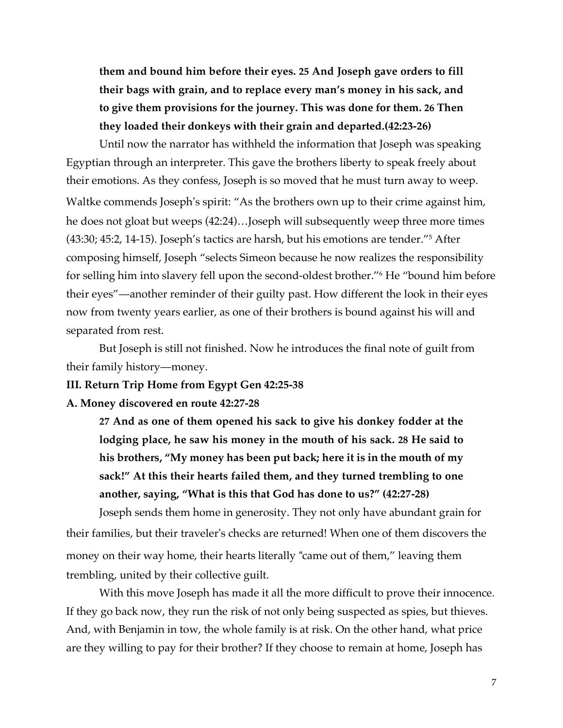**them and bound him before their eyes. 25 And Joseph gave orders to fill their bags with grain, and to replace every man's money in his sack, and to give them provisions for the journey. This was done for them. 26 Then they loaded their donkeys with their grain and departed.(42:23-26)**

Until now the narrator has withheld the information that Joseph was speaking Egyptian through an interpreter. This gave the brothers liberty to speak freely about their emotions. As they confess, Joseph is so moved that he must turn away to weep. Waltke commends Joseph's spirit: "As the brothers own up to their crime against him, he does not gloat but weeps (42:24)…Joseph will subsequently weep three more times (43:30; 45:2, 14-15). Joseph's tactics are harsh, but his emotions are tender."[5] After composing himself, Joseph "selects Simeon because he now realizes the responsibility for selling him into slavery fell upon the second-oldest brother."[6] He "bound him before their eyes"—another reminder of their guilty past. How different the look in their eyes now from twenty years earlier, as one of their brothers is bound against his will and separated from rest.

But Joseph is still not finished. Now he introduces the final note of guilt from their family history—money.

**III. Return Trip Home from Egypt Gen 42:25-38**

**A. Money discovered en route 42:27-28**

**27 And as one of them opened his sack to give his donkey fodder at the lodging place, he saw his money in the mouth of his sack. 28 He said to his brothers, "My money has been put back; here it is in the mouth of my sack!" At this their hearts failed them, and they turned trembling to one another, saying, "What is this that God has done to us?" (42:27-28)**

Joseph sends them home in generosity. They not only have abundant grain for their families, but their traveler's checks are returned! When one of them discovers the money on their way home, their hearts literally "came out of them," leaving them trembling, united by their collective guilt.

With this move Joseph has made it all the more difficult to prove their innocence. If they go back now, they run the risk of not only being suspected as spies, but thieves. And, with Benjamin in tow, the whole family is at risk. On the other hand, what price are they willing to pay for their brother? If they choose to remain at home, Joseph has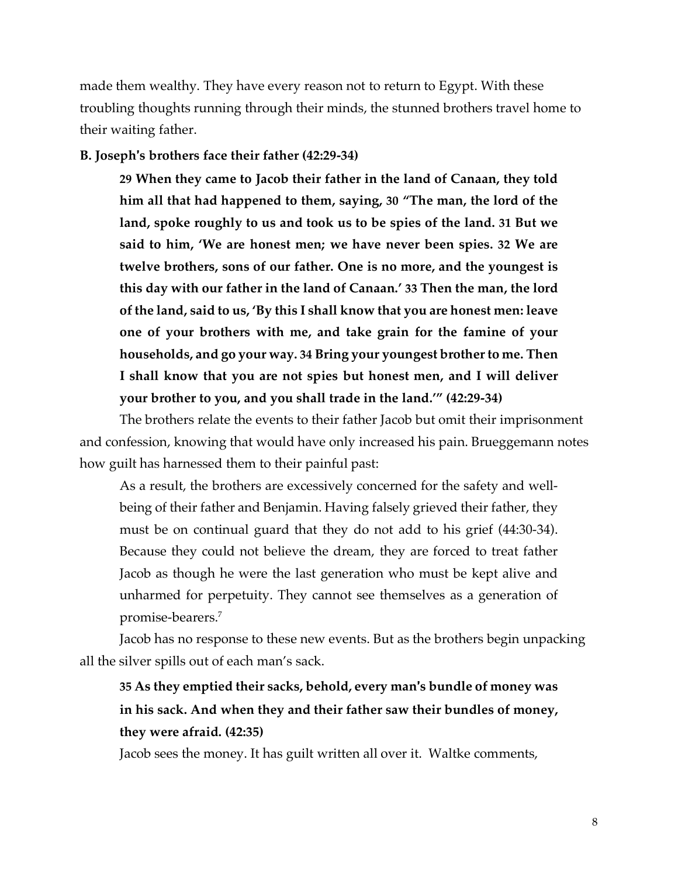made them wealthy. They have every reason not to return to Egypt. With these troubling thoughts running through their minds, the stunned brothers travel home to their waiting father.

**B. Joseph's brothers face their father (42:29-34)**

> **29 When they came to Jacob their father in the land of Canaan, they told him all that had happened to them, saying, 30 "The man, the lord of the land, spoke roughly to us and took us to be spies of the land. 31 But we said to him, 'We are honest men; we have never been spies. 32 We are twelve brothers, sons of our father. One is no more, and the youngest is this day with our father in the land of Canaan.' 33 Then the man, the lord of the land, said to us, 'By this I shall know that you are honest men: leave one of your brothers with me, and take grain for the famine of your households, and go your way. 34 Bring your youngest brother to me. Then I shall know that you are not spies but honest men, and I will deliver your brother to you, and you shall trade in the land.'" (42:29-34)**

The brothers relate the events to their father Jacob but omit their imprisonment and confession, knowing that would have only increased his pain. Brueggemann notes how guilt has harnessed them to their painful past:

> As a result, the brothers are excessively concerned for the safety and well-being of their father and Benjamin. Having falsely grieved their father, they must be on continual guard that they do not add to his grief (44:30-34). Because they could not believe the dream, they are forced to treat father Jacob as though he were the last generation who must be kept alive and unharmed for perpetuity. They cannot see themselves as a generation of promise-bearers.[7]

Jacob has no response to these new events. But as the brothers begin unpacking all the silver spills out of each man's sack.

> **35 As they emptied their sacks, behold, every man's bundle of money was in his sack. And when they and their father saw their bundles of money, they were afraid. (42:35)**

Jacob sees the money. It has guilt written all over it. Waltke comments,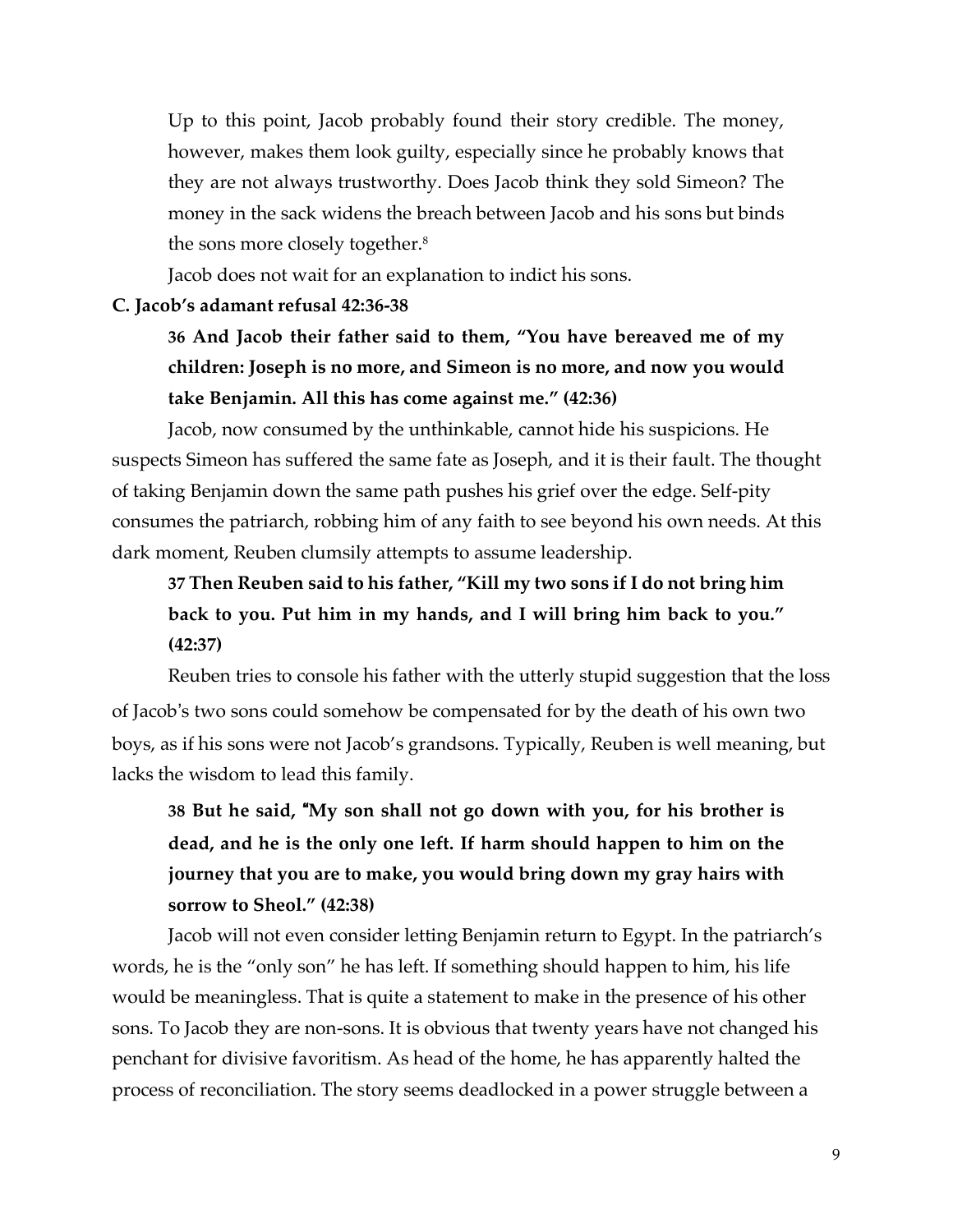Up to this point, Jacob probably found their story credible. The money, however, makes them look guilty, especially since he probably knows that they are not always trustworthy. Does Jacob think they sold Simeon? The money in the sack widens the breach between Jacob and his sons but binds the sons more closely together.[8]

Jacob does not wait for an explanation to indict his sons.

**C. Jacob's adamant refusal 42:36-38**

> **36 And Jacob their father said to them, "You have bereaved me of my children: Joseph is no more, and Simeon is no more, and now you would take Benjamin. All this has come against me." (42:36)**

Jacob, now consumed by the unthinkable, cannot hide his suspicions. He suspects Simeon has suffered the same fate as Joseph, and it is their fault. The thought of taking Benjamin down the same path pushes his grief over the edge. Self-pity consumes the patriarch, robbing him of any faith to see beyond his own needs. At this dark moment, Reuben clumsily attempts to assume leadership.

> **37 Then Reuben said to his father, "Kill my two sons if I do not bring him back to you. Put him in my hands, and I will bring him back to you." (42:37)**

Reuben tries to console his father with the utterly stupid suggestion that the loss of Jacob's two sons could somehow be compensated for by the death of his own two boys, as if his sons were not Jacob's grandsons. Typically, Reuben is well meaning, but lacks the wisdom to lead this family.

> **38 But he said, "My son shall not go down with you, for his brother is dead, and he is the only one left. If harm should happen to him on the journey that you are to make, you would bring down my gray hairs with sorrow to Sheol." (42:38)**

Jacob will not even consider letting Benjamin return to Egypt. In the patriarch's words, he is the "only son" he has left. If something should happen to him, his life would be meaningless. That is quite a statement to make in the presence of his other sons. To Jacob they are non-sons. It is obvious that twenty years have not changed his penchant for divisive favoritism. As head of the home, he has apparently halted the process of reconciliation. The story seems deadlocked in a power struggle between a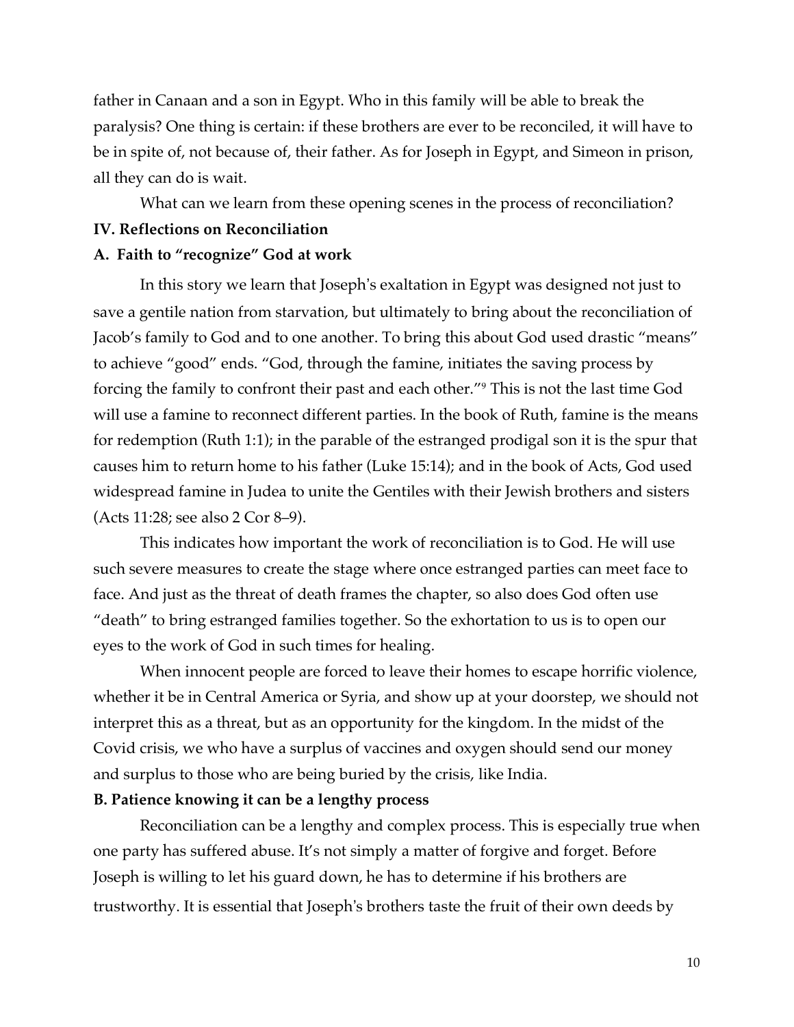father in Canaan and a son in Egypt. Who in this family will be able to break the paralysis? One thing is certain: if these brothers are ever to be reconciled, it will have to be in spite of, not because of, their father. As for Joseph in Egypt, and Simeon in prison, all they can do is wait.

What can we learn from these opening scenes in the process of reconciliation?

## IV. Reflections on Reconciliation

### A. Faith to "recognize" God at work

In this story we learn that Joseph's exaltation in Egypt was designed not just to save a gentile nation from starvation, but ultimately to bring about the reconciliation of Jacob's family to God and to one another. To bring this about God used drastic "means" to achieve "good" ends. "God, through the famine, initiates the saving process by forcing the family to confront their past and each other."[9] This is not the last time God will use a famine to reconnect different parties. In the book of Ruth, famine is the means for redemption (Ruth 1:1); in the parable of the estranged prodigal son it is the spur that causes him to return home to his father (Luke 15:14); and in the book of Acts, God used widespread famine in Judea to unite the Gentiles with their Jewish brothers and sisters (Acts 11:28; see also 2 Cor 8–9).

This indicates how important the work of reconciliation is to God. He will use such severe measures to create the stage where once estranged parties can meet face to face. And just as the threat of death frames the chapter, so also does God often use "death" to bring estranged families together. So the exhortation to us is to open our eyes to the work of God in such times for healing.

When innocent people are forced to leave their homes to escape horrific violence, whether it be in Central America or Syria, and show up at your doorstep, we should not interpret this as a threat, but as an opportunity for the kingdom. In the midst of the Covid crisis, we who have a surplus of vaccines and oxygen should send our money and surplus to those who are being buried by the crisis, like India.

### B. Patience knowing it can be a lengthy process

Reconciliation can be a lengthy and complex process. This is especially true when one party has suffered abuse. It's not simply a matter of forgive and forget. Before Joseph is willing to let his guard down, he has to determine if his brothers are trustworthy. It is essential that Joseph's brothers taste the fruit of their own deeds by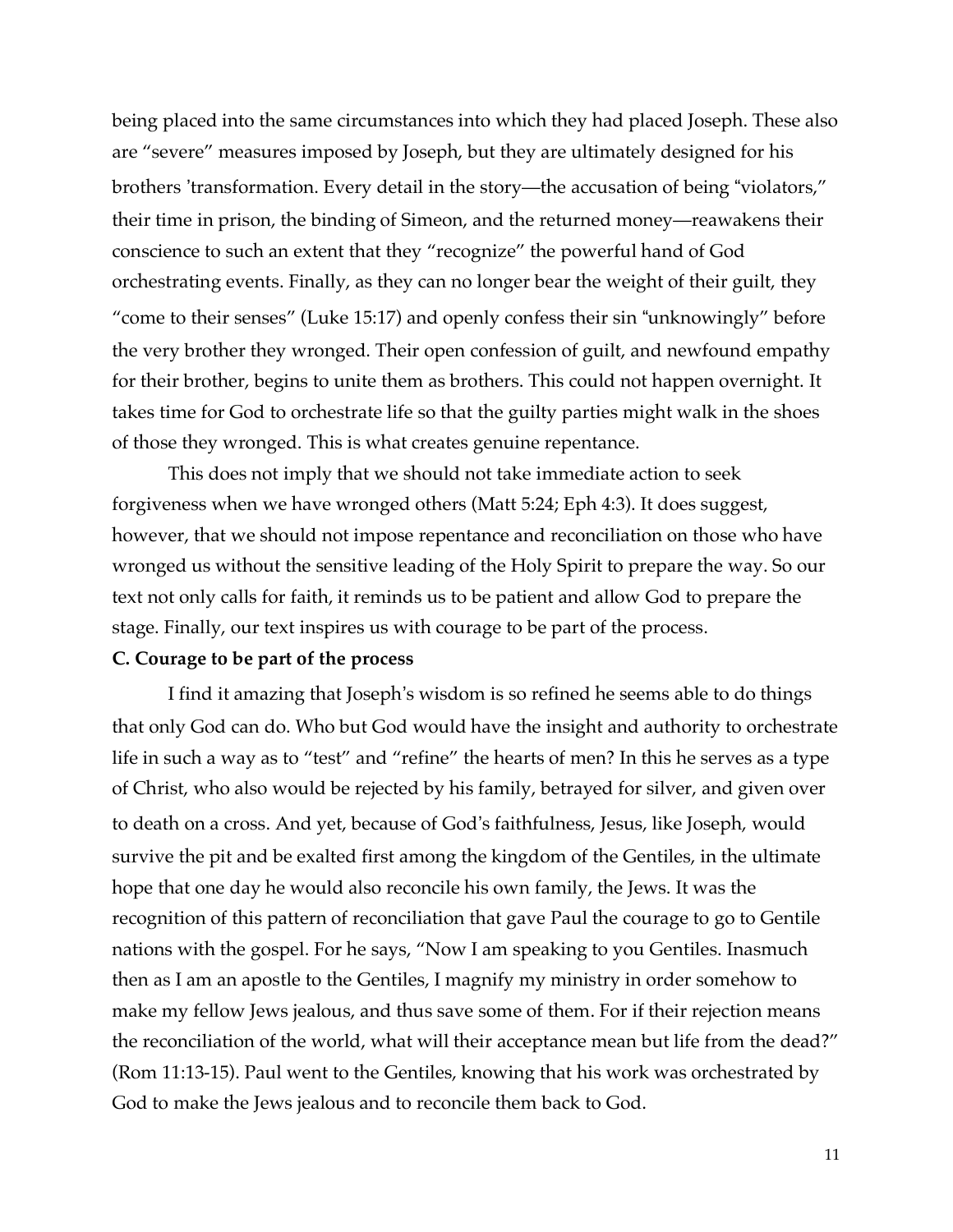being placed into the same circumstances into which they had placed Joseph. These also are "severe" measures imposed by Joseph, but they are ultimately designed for his brothers 'transformation. Every detail in the story—the accusation of being "violators," their time in prison, the binding of Simeon, and the returned money—reawakens their conscience to such an extent that they "recognize" the powerful hand of God orchestrating events. Finally, as they can no longer bear the weight of their guilt, they "come to their senses" (Luke 15:17) and openly confess their sin "unknowingly" before the very brother they wronged. Their open confession of guilt, and newfound empathy for their brother, begins to unite them as brothers. This could not happen overnight. It takes time for God to orchestrate life so that the guilty parties might walk in the shoes of those they wronged. This is what creates genuine repentance.

This does not imply that we should not take immediate action to seek forgiveness when we have wronged others (Matt 5:24; Eph 4:3). It does suggest, however, that we should not impose repentance and reconciliation on those who have wronged us without the sensitive leading of the Holy Spirit to prepare the way. So our text not only calls for faith, it reminds us to be patient and allow God to prepare the stage. Finally, our text inspires us with courage to be part of the process.

**C. Courage to be part of the process**

I find it amazing that Joseph's wisdom is so refined he seems able to do things that only God can do. Who but God would have the insight and authority to orchestrate life in such a way as to "test" and "refine" the hearts of men? In this he serves as a type of Christ, who also would be rejected by his family, betrayed for silver, and given over to death on a cross. And yet, because of God's faithfulness, Jesus, like Joseph, would survive the pit and be exalted first among the kingdom of the Gentiles, in the ultimate hope that one day he would also reconcile his own family, the Jews. It was the recognition of this pattern of reconciliation that gave Paul the courage to go to Gentile nations with the gospel. For he says, "Now I am speaking to you Gentiles. Inasmuch then as I am an apostle to the Gentiles, I magnify my ministry in order somehow to make my fellow Jews jealous, and thus save some of them. For if their rejection means the reconciliation of the world, what will their acceptance mean but life from the dead?" (Rom 11:13-15). Paul went to the Gentiles, knowing that his work was orchestrated by God to make the Jews jealous and to reconcile them back to God.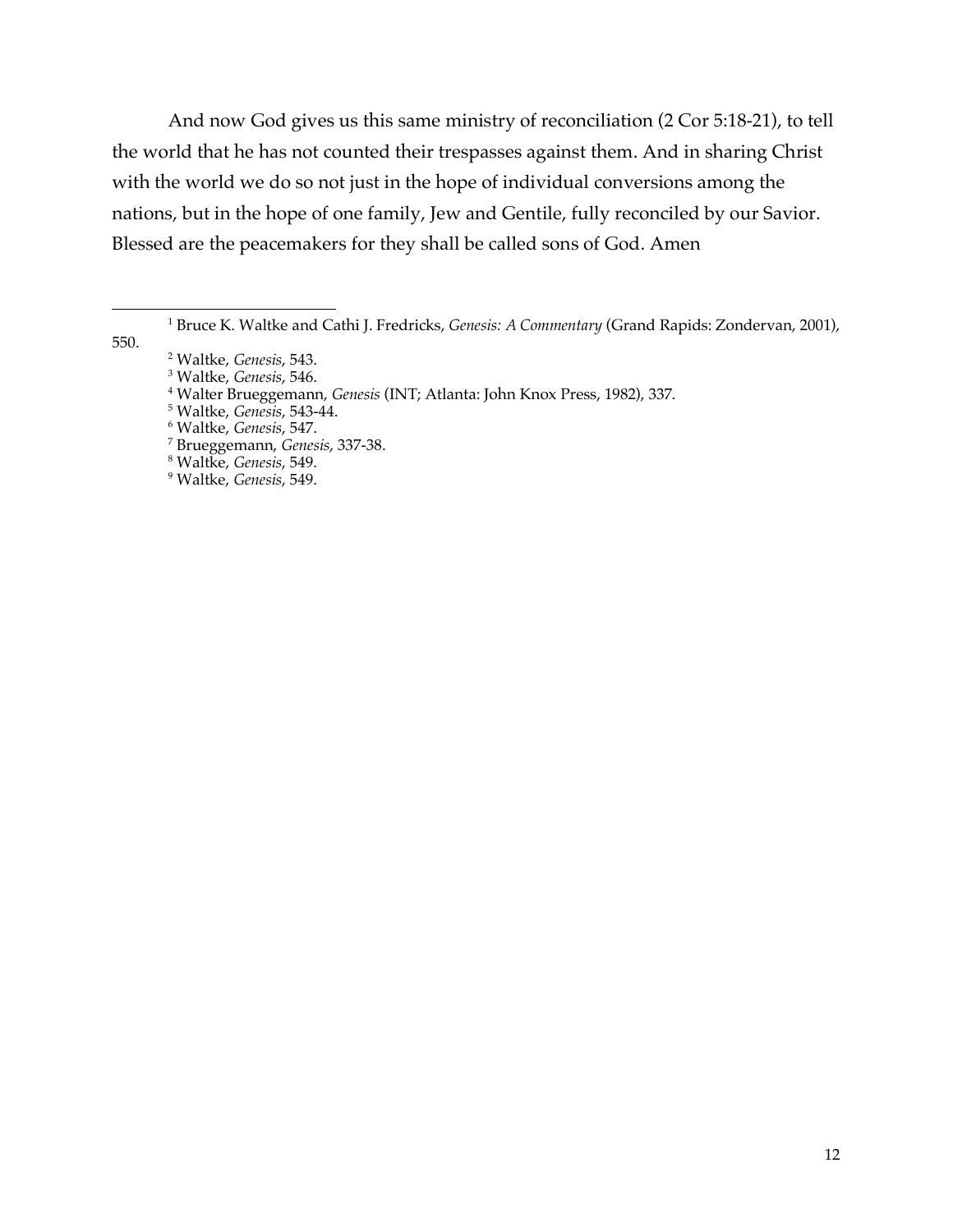And now God gives us this same ministry of reconciliation (2 Cor 5:18-21), to tell the world that he has not counted their trespasses against them. And in sharing Christ with the world we do so not just in the hope of individual conversions among the nations, but in the hope of one family, Jew and Gentile, fully reconciled by our Savior. Blessed are the peacemakers for they shall be called sons of God. Amen

---

[1] Bruce K. Waltke and Cathi J. Fredricks, *Genesis: A Commentary* (Grand Rapids: Zondervan, 2001), 550.

[2] Waltke, *Genesis*, 543.

[3] Waltke, *Genesis*, 546.

[4] Walter Brueggemann, *Genesis* (INT; Atlanta: John Knox Press, 1982), 337.

[5] Waltke, *Genesis*, 543-44.

[6] Waltke, *Genesis*, 547.

[7] Brueggemann, *Genesis*, 337-38.

[8] Waltke, *Genesis*, 549.

[9] Waltke, *Genesis*, 549.